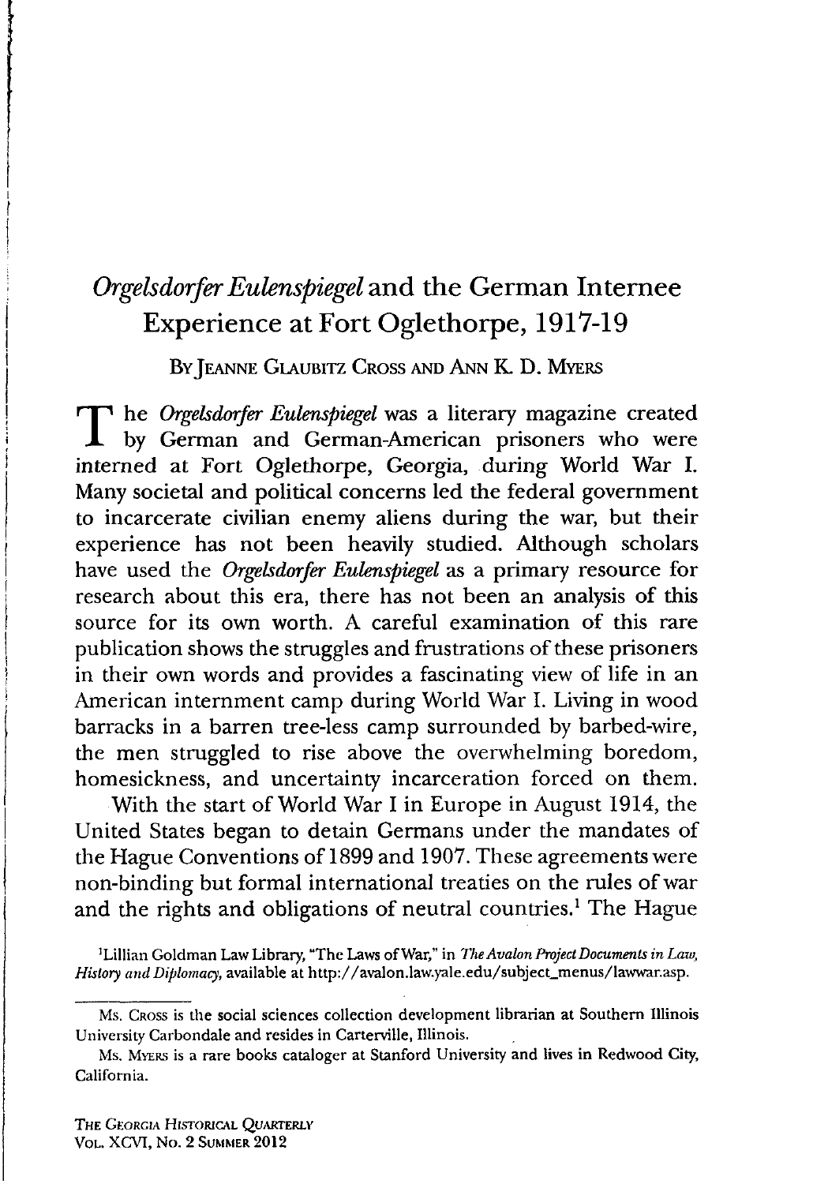# *Orgelsdorfer Eulenspiegel* and the German Internee Experience at Fort Oglethorpe, 1917-19

By Jeanne Glaubitz Cross and Ann K. D. Myers

The *Orgelsdorfer Eulenspiegel* was a literary magazine created by German and German-American prisoners who were interned at Fort Oglethorpe, Georgia, during World War I. Many societal and political concerns led the federal government to incarcerate civilian enemy aliens during the war, but their experience has not been heavily studied. Although scholars have used the *Orgelsdorfer Eulenspiegel* as a primary resource for research about this era, there has not been an analysis of this source for its own worth. A careful examination of this rare publication shows the struggles and frustrations of these prisoners in their own words and provides a fascinating view of life in an American internment camp during World War I. Living in wood barracks in a barren tree-less camp surrounded by barbed-wire, the men struggled to rise above the overwhelming boredom, homesickness, and uncertainty incarceration forced on them.

With the start of World War I in Europe in August 1914, the United States began to detain Germans under the mandates of the Hague Conventions of 1899 and 1907. These agreements were non-binding but formal international treaties on the rules of war and the rights and obligations of neutral countries.[1] The Hague

[1] Lillian Goldman Law Library, "The Laws of War," in *The Avalon Project Documents in Law, History and Diplomacy*, available at http://avalon.law.yale.edu/subject_menus/lawwar.asp.

Ms. Cross is the social sciences collection development librarian at Southern Illinois University Carbondale and resides in Carterville, Illinois.

Ms. Myers is a rare books cataloger at Stanford University and lives in Redwood City, California.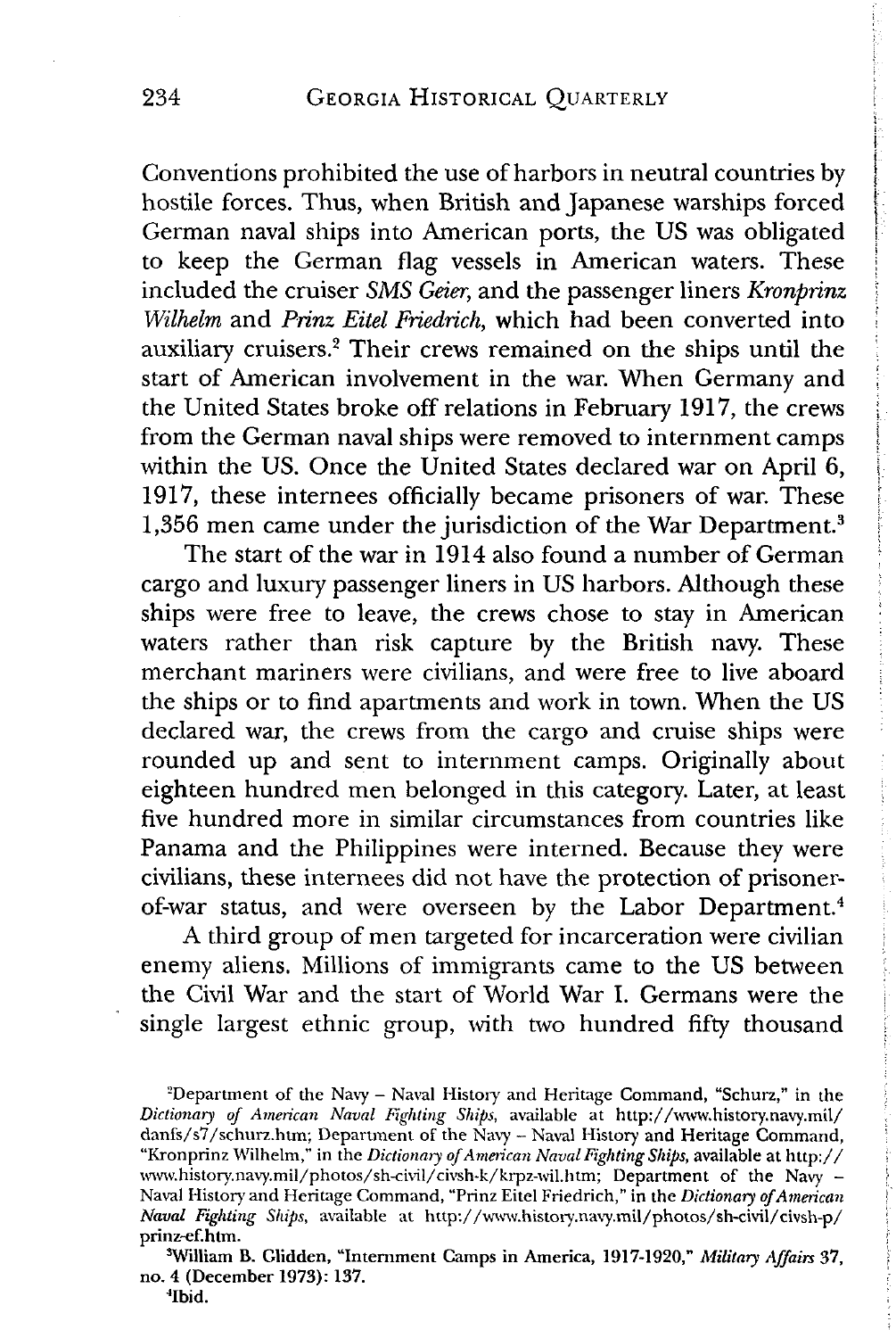Conventions prohibited the use of harbors in neutral countries by hostile forces. Thus, when British and Japanese warships forced German naval ships into American ports, the US was obligated to keep the German flag vessels in American waters. These included the cruiser *SMS Geier*, and the passenger liners *Kronprinz Wilhelm* and *Prinz Eitel Friedrich*, which had been converted into auxiliary cruisers.[2] Their crews remained on the ships until the start of American involvement in the war. When Germany and the United States broke off relations in February 1917, the crews from the German naval ships were removed to internment camps within the US. Once the United States declared war on April 6, 1917, these internees officially became prisoners of war. These 1,356 men came under the jurisdiction of the War Department.[3]

The start of the war in 1914 also found a number of German cargo and luxury passenger liners in US harbors. Although these ships were free to leave, the crews chose to stay in American waters rather than risk capture by the British navy. These merchant mariners were civilians, and were free to live aboard the ships or to find apartments and work in town. When the US declared war, the crews from the cargo and cruise ships were rounded up and sent to internment camps. Originally about eighteen hundred men belonged in this category. Later, at least five hundred more in similar circumstances from countries like Panama and the Philippines were interned. Because they were civilians, these internees did not have the protection of prisoner-of-war status, and were overseen by the Labor Department.[4]

A third group of men targeted for incarceration were civilian enemy aliens. Millions of immigrants came to the US between the Civil War and the start of World War I. Germans were the single largest ethnic group, with two hundred fifty thousand

---

[2]Department of the Navy – Naval History and Heritage Command, "Schurz," in the *Dictionary of American Naval Fighting Ships*, available at http://www.history.navy.mil/danfs/s7/schurz.htm; Department of the Navy – Naval History and Heritage Command, "Kronprinz Wilhelm," in the *Dictionary of American Naval Fighting Ships*, available at http://www.history.navy.mil/photos/sh-civil/civsh-k/krpz-wil.htm; Department of the Navy – Naval History and Heritage Command, "Prinz Eitel Friedrich," in the *Dictionary of American Naval Fighting Ships*, available at http://www.history.navy.mil/photos/sh-civil/civsh-p/prinz-ef.htm.

[3]William B. Glidden, "Internment Camps in America, 1917-1920," *Military Affairs* 37, no. 4 (December 1973): 137.

[4]Ibid.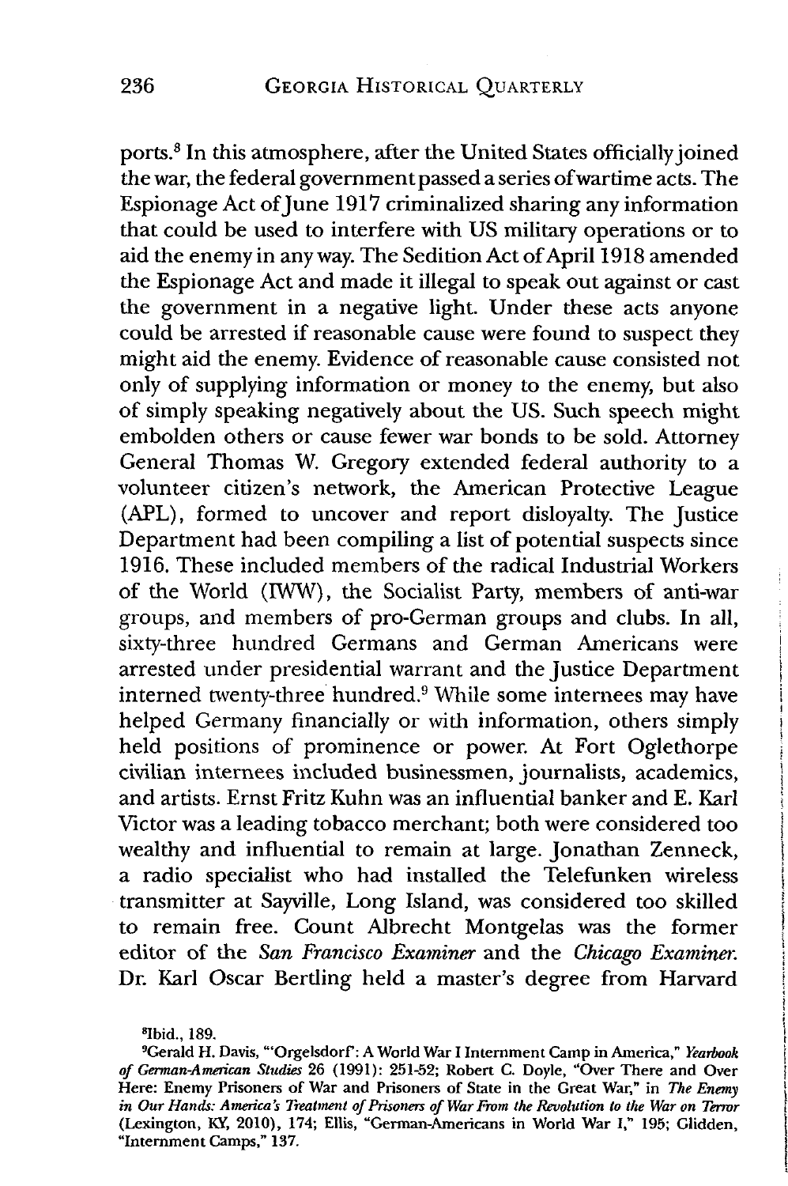ports.[8] In this atmosphere, after the United States officially joined the war, the federal government passed a series of wartime acts. The Espionage Act of June 1917 criminalized sharing any information that could be used to interfere with US military operations or to aid the enemy in any way. The Sedition Act of April 1918 amended the Espionage Act and made it illegal to speak out against or cast the government in a negative light. Under these acts anyone could be arrested if reasonable cause were found to suspect they might aid the enemy. Evidence of reasonable cause consisted not only of supplying information or money to the enemy, but also of simply speaking negatively about the US. Such speech might embolden others or cause fewer war bonds to be sold. Attorney General Thomas W. Gregory extended federal authority to a volunteer citizen's network, the American Protective League (APL), formed to uncover and report disloyalty. The Justice Department had been compiling a list of potential suspects since 1916. These included members of the radical Industrial Workers of the World (IWW), the Socialist Party, members of anti-war groups, and members of pro-German groups and clubs. In all, sixty-three hundred Germans and German Americans were arrested under presidential warrant and the Justice Department interned twenty-three hundred.[9] While some internees may have helped Germany financially or with information, others simply held positions of prominence or power. At Fort Oglethorpe civilian internees included businessmen, journalists, academics, and artists. Ernst Fritz Kuhn was an influential banker and E. Karl Victor was a leading tobacco merchant; both were considered too wealthy and influential to remain at large. Jonathan Zenneck, a radio specialist who had installed the Telefunken wireless transmitter at Sayville, Long Island, was considered too skilled to remain free. Count Albrecht Montgelas was the former editor of the *San Francisco Examiner* and the *Chicago Examiner.* Dr. Karl Oscar Bertling held a master's degree from Harvard

[8] Ibid., 189.

[9] Gerald H. Davis, "'Orgelsdorf': A World War I Internment Camp in America," *Yearbook of German-American Studies* 26 (1991): 251-52; Robert C. Doyle, "Over There and Over Here: Enemy Prisoners of War and Prisoners of State in the Great War," in *The Enemy in Our Hands: America's Treatment of Prisoners of War From the Revolution to the War on Terror* (Lexington, KY, 2010), 174; Ellis, "German-Americans in World War I," 195; Glidden, "Internment Camps," 137.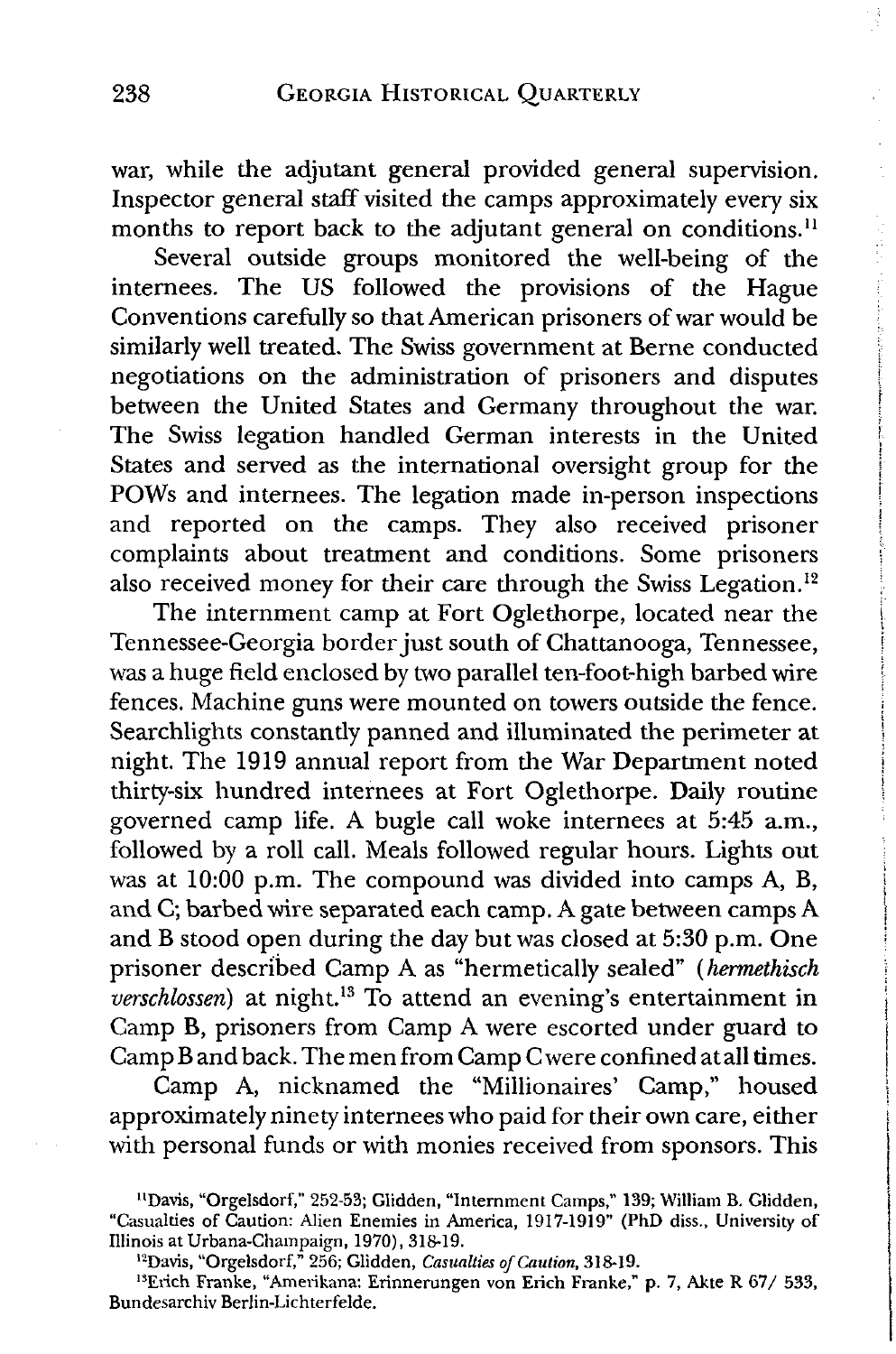war, while the adjutant general provided general supervision. Inspector general staff visited the camps approximately every six months to report back to the adjutant general on conditions.[11]

Several outside groups monitored the well-being of the internees. The US followed the provisions of the Hague Conventions carefully so that American prisoners of war would be similarly well treated. The Swiss government at Berne conducted negotiations on the administration of prisoners and disputes between the United States and Germany throughout the war. The Swiss legation handled German interests in the United States and served as the international oversight group for the POWs and internees. The legation made in-person inspections and reported on the camps. They also received prisoner complaints about treatment and conditions. Some prisoners also received money for their care through the Swiss Legation.[12]

The internment camp at Fort Oglethorpe, located near the Tennessee-Georgia border just south of Chattanooga, Tennessee, was a huge field enclosed by two parallel ten-foot-high barbed wire fences. Machine guns were mounted on towers outside the fence. Searchlights constantly panned and illuminated the perimeter at night. The 1919 annual report from the War Department noted thirty-six hundred internees at Fort Oglethorpe. Daily routine governed camp life. A bugle call woke internees at 5:45 a.m., followed by a roll call. Meals followed regular hours. Lights out was at 10:00 p.m. The compound was divided into camps A, B, and C; barbed wire separated each camp. A gate between camps A and B stood open during the day but was closed at 5:30 p.m. One prisoner described Camp A as "hermetically sealed" (*hermethisch verschlossen*) at night.[13] To attend an evening's entertainment in Camp B, prisoners from Camp A were escorted under guard to Camp B and back. The men from Camp C were confined at all times.

Camp A, nicknamed the "Millionaires' Camp," housed approximately ninety internees who paid for their own care, either with personal funds or with monies received from sponsors. This

---

[11]Davis, "Orgelsdorf," 252-53; Glidden, "Internment Camps," 139; William B. Glidden, "Casualties of Caution: Alien Enemies in America, 1917-1919" (PhD diss., University of Illinois at Urbana-Champaign, 1970), 318-19.

[12]Davis, "Orgelsdorf," 256; Glidden, *Casualties of Caution*, 318-19.

[13]Erich Franke, "Amerikana: Erinnerungen von Erich Franke," p. 7, Akte R 67/ 533, Bundesarchiv Berlin-Lichterfelde.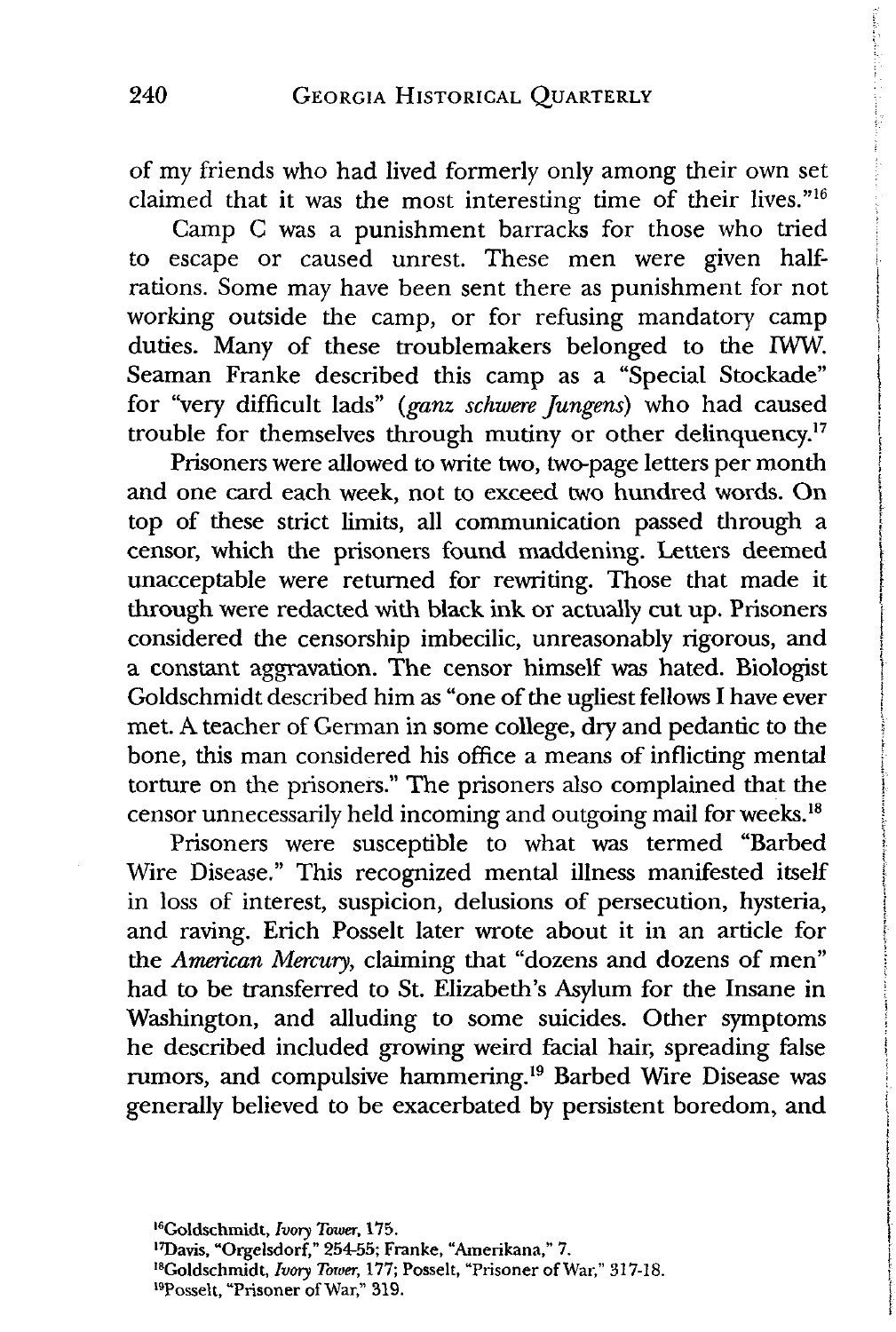of my friends who had lived formerly only among their own set claimed that it was the most interesting time of their lives."[16]

Camp C was a punishment barracks for those who tried to escape or caused unrest. These men were given half-rations. Some may have been sent there as punishment for not working outside the camp, or for refusing mandatory camp duties. Many of these troublemakers belonged to the IWW. Seaman Franke described this camp as a "Special Stockade" for "very difficult lads" (*ganz schwere Jungens*) who had caused trouble for themselves through mutiny or other delinquency.[17]

Prisoners were allowed to write two, two-page letters per month and one card each week, not to exceed two hundred words. On top of these strict limits, all communication passed through a censor, which the prisoners found maddening. Letters deemed unacceptable were returned for rewriting. Those that made it through were redacted with black ink or actually cut up. Prisoners considered the censorship imbecilic, unreasonably rigorous, and a constant aggravation. The censor himself was hated. Biologist Goldschmidt described him as "one of the ugliest fellows I have ever met. A teacher of German in some college, dry and pedantic to the bone, this man considered his office a means of inflicting mental torture on the prisoners." The prisoners also complained that the censor unnecessarily held incoming and outgoing mail for weeks.[18]

Prisoners were susceptible to what was termed "Barbed Wire Disease." This recognized mental illness manifested itself in loss of interest, suspicion, delusions of persecution, hysteria, and raving. Erich Posselt later wrote about it in an article for the *American Mercury*, claiming that "dozens and dozens of men" had to be transferred to St. Elizabeth's Asylum for the Insane in Washington, and alluding to some suicides. Other symptoms he described included growing weird facial hair, spreading false rumors, and compulsive hammering.[19] Barbed Wire Disease was generally believed to be exacerbated by persistent boredom, and

[16] Goldschmidt, *Ivory Tower*, 175.

[17] Davis, "Orgelsdorf," 254-55; Franke, "Amerikana," 7.

[18] Goldschmidt, *Ivory Tower*, 177; Posselt, "Prisoner of War," 317-18.

[19] Posselt, "Prisoner of War," 319.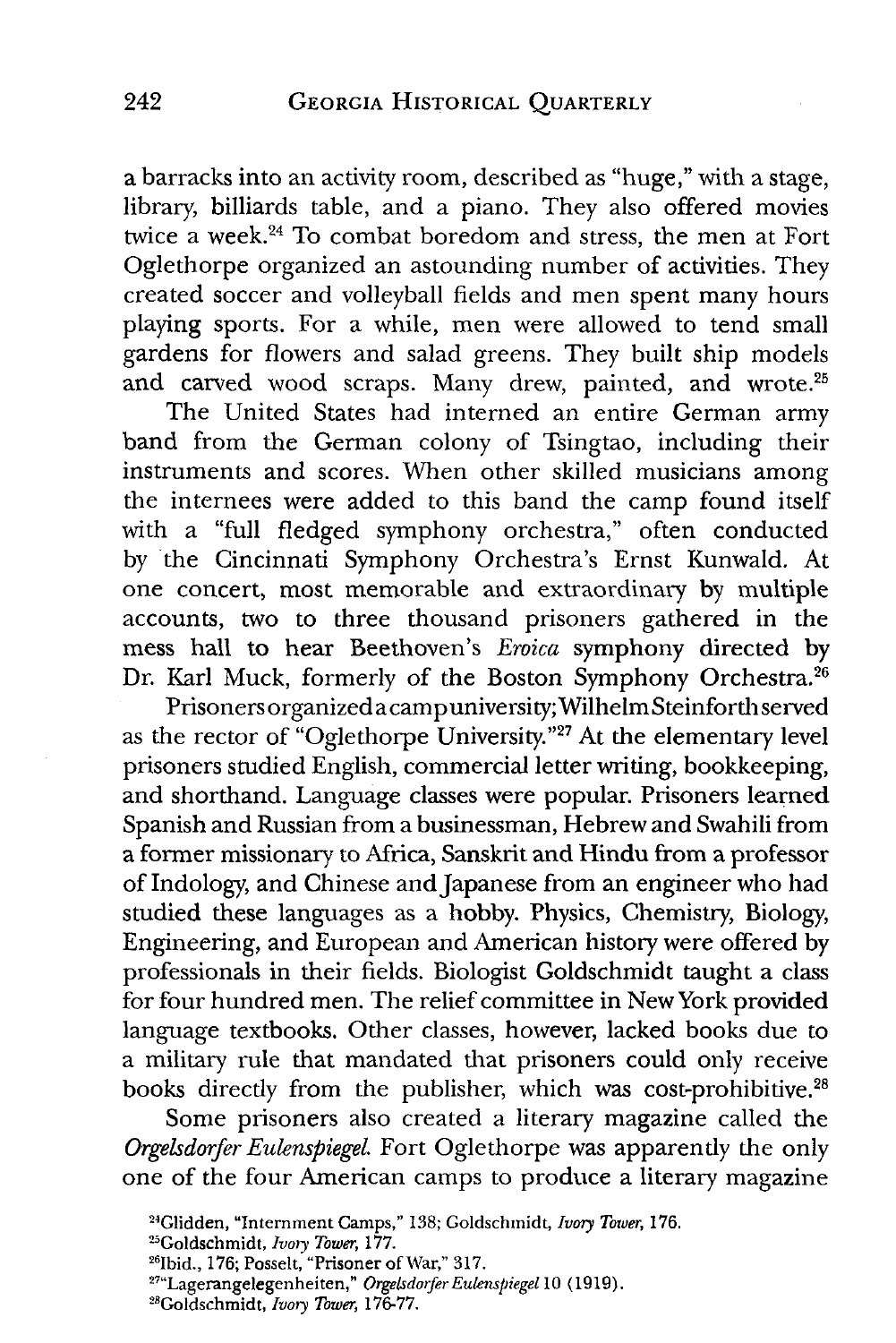a barracks into an activity room, described as "huge," with a stage, library, billiards table, and a piano. They also offered movies twice a week.[24] To combat boredom and stress, the men at Fort Oglethorpe organized an astounding number of activities. They created soccer and volleyball fields and men spent many hours playing sports. For a while, men were allowed to tend small gardens for flowers and salad greens. They built ship models and carved wood scraps. Many drew, painted, and wrote.[25]

The United States had interned an entire German army band from the German colony of Tsingtao, including their instruments and scores. When other skilled musicians among the internees were added to this band the camp found itself with a "full fledged symphony orchestra," often conducted by the Cincinnati Symphony Orchestra's Ernst Kunwald. At one concert, most memorable and extraordinary by multiple accounts, two to three thousand prisoners gathered in the mess hall to hear Beethoven's *Eroica* symphony directed by Dr. Karl Muck, formerly of the Boston Symphony Orchestra.[26]

Prisoners organized a camp university; Wilhelm Steinforth served as the rector of "Oglethorpe University."[27] At the elementary level prisoners studied English, commercial letter writing, bookkeeping, and shorthand. Language classes were popular. Prisoners learned Spanish and Russian from a businessman, Hebrew and Swahili from a former missionary to Africa, Sanskrit and Hindu from a professor of Indology, and Chinese and Japanese from an engineer who had studied these languages as a hobby. Physics, Chemistry, Biology, Engineering, and European and American history were offered by professionals in their fields. Biologist Goldschmidt taught a class for four hundred men. The relief committee in New York provided language textbooks. Other classes, however, lacked books due to a military rule that mandated that prisoners could only receive books directly from the publisher, which was cost-prohibitive.[28]

Some prisoners also created a literary magazine called the *Orgelsdorfer Eulenspiegel.* Fort Oglethorpe was apparently the only one of the four American camps to produce a literary magazine

[24] Glidden, "Internment Camps," 138; Goldschmidt, *Ivory Tower,* 176.

[25] Goldschmidt, *Ivory Tower,* 177.

[26] Ibid., 176; Posselt, "Prisoner of War," 317.

[27] "Lagerangelegenheiten," *Orgelsdorfer Eulenspiegel* 10 (1919).

[28] Goldschmidt, *Ivory Tower,* 176-77.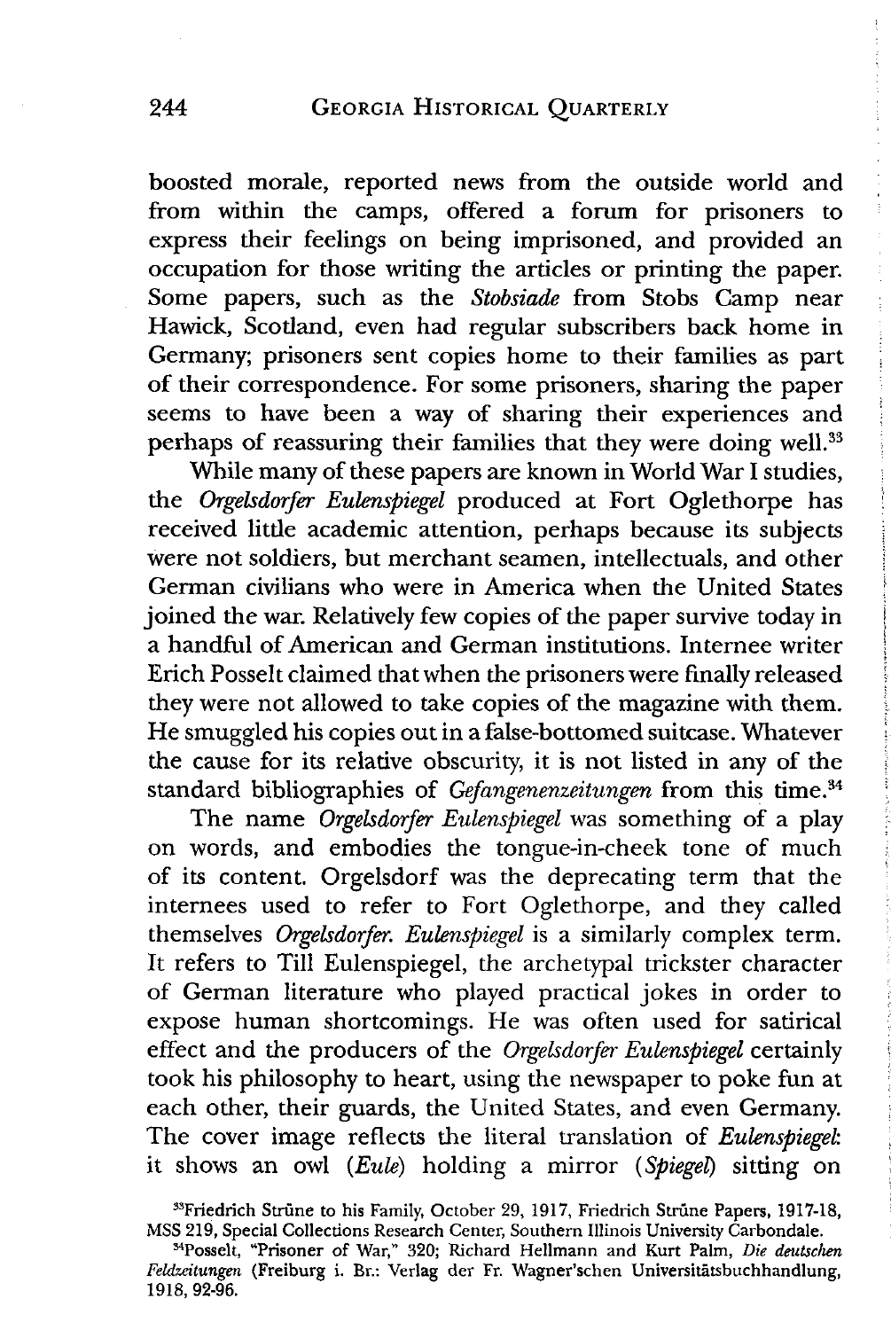boosted morale, reported news from the outside world and from within the camps, offered a forum for prisoners to express their feelings on being imprisoned, and provided an occupation for those writing the articles or printing the paper. Some papers, such as the *Stobsiade* from Stobs Camp near Hawick, Scotland, even had regular subscribers back home in Germany; prisoners sent copies home to their families as part of their correspondence. For some prisoners, sharing the paper seems to have been a way of sharing their experiences and perhaps of reassuring their families that they were doing well.[33]

While many of these papers are known in World War I studies, the *Orgelsdorfer Eulenspiegel* produced at Fort Oglethorpe has received little academic attention, perhaps because its subjects were not soldiers, but merchant seamen, intellectuals, and other German civilians who were in America when the United States joined the war. Relatively few copies of the paper survive today in a handful of American and German institutions. Internee writer Erich Posselt claimed that when the prisoners were finally released they were not allowed to take copies of the magazine with them. He smuggled his copies out in a false-bottomed suitcase. Whatever the cause for its relative obscurity, it is not listed in any of the standard bibliographies of *Gefangenenzeitungen* from this time.[34]

The name *Orgelsdorfer Eulenspiegel* was something of a play on words, and embodies the tongue-in-cheek tone of much of its content. Orgelsdorf was the deprecating term that the internees used to refer to Fort Oglethorpe, and they called themselves *Orgelsdorfer*. *Eulenspiegel* is a similarly complex term. It refers to Till Eulenspiegel, the archetypal trickster character of German literature who played practical jokes in order to expose human shortcomings. He was often used for satirical effect and the producers of the *Orgelsdorfer Eulenspiegel* certainly took his philosophy to heart, using the newspaper to poke fun at each other, their guards, the United States, and even Germany. The cover image reflects the literal translation of *Eulenspiegel*: it shows an owl (*Eule*) holding a mirror (*Spiegel*) sitting on

[33]Friedrich Strüne to his Family, October 29, 1917, Friedrich Strüne Papers, 1917-18, MSS 219, Special Collections Research Center, Southern Illinois University Carbondale.

[34]Posselt, "Prisoner of War," 320; Richard Hellmann and Kurt Palm, *Die deutschen Feldzeitungen* (Freiburg i. Br.: Verlag der Fr. Wagner'schen Universitätsbuchhandlung, 1918, 92-96.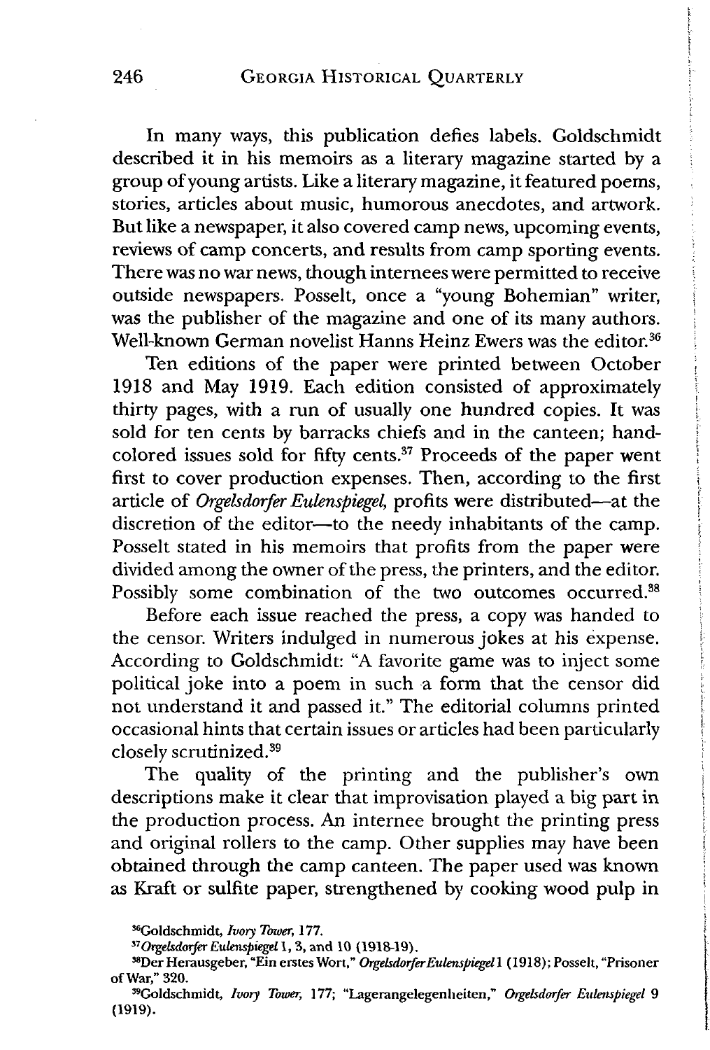In many ways, this publication defies labels. Goldschmidt described it in his memoirs as a literary magazine started by a group of young artists. Like a literary magazine, it featured poems, stories, articles about music, humorous anecdotes, and artwork. But like a newspaper, it also covered camp news, upcoming events, reviews of camp concerts, and results from camp sporting events. There was no war news, though internees were permitted to receive outside newspapers. Posselt, once a "young Bohemian" writer, was the publisher of the magazine and one of its many authors. Well-known German novelist Hanns Heinz Ewers was the editor.[36]

Ten editions of the paper were printed between October 1918 and May 1919. Each edition consisted of approximately thirty pages, with a run of usually one hundred copies. It was sold for ten cents by barracks chiefs and in the canteen; hand-colored issues sold for fifty cents.[37] Proceeds of the paper went first to cover production expenses. Then, according to the first article of *Orgelsdorfer Eulenspiegel*, profits were distributed—at the discretion of the editor—to the needy inhabitants of the camp. Posselt stated in his memoirs that profits from the paper were divided among the owner of the press, the printers, and the editor. Possibly some combination of the two outcomes occurred.[38]

Before each issue reached the press, a copy was handed to the censor. Writers indulged in numerous jokes at his expense. According to Goldschmidt: "A favorite game was to inject some political joke into a poem in such a form that the censor did not understand it and passed it." The editorial columns printed occasional hints that certain issues or articles had been particularly closely scrutinized.[39]

The quality of the printing and the publisher's own descriptions make it clear that improvisation played a big part in the production process. An internee brought the printing press and original rollers to the camp. Other supplies may have been obtained through the camp canteen. The paper used was known as Kraft or sulfite paper, strengthened by cooking wood pulp in

---

[36] Goldschmidt, *Ivory Tower*, 177.

[37] *Orgelsdorfer Eulenspiegel* 1, 3, and 10 (1918-19).

[38] Der Herausgeber, "Ein erstes Wort," *Orgelsdorfer Eulenspiegel* 1 (1918); Posselt, "Prisoner of War," 320.

[39] Goldschmidt, *Ivory Tower*, 177; "Lagerangelegenheiten," *Orgelsdorfer Eulenspiegel* 9 (1919).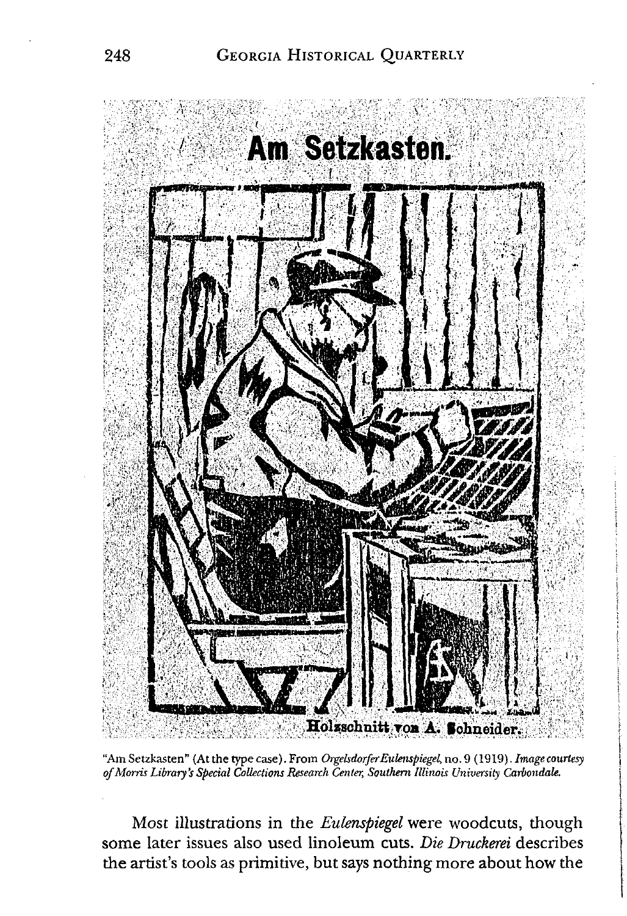"Am Setzkasten" (At the type case). From *Orgelsdorfer Eulenspiegel*, no. 9 (1919). *Image courtesy of Morris Library's Special Collections Research Center, Southern Illinois University Carbondale.*

Most illustrations in the *Eulenspiegel* were woodcuts, though some later issues also used linoleum cuts. *Die Druckerei* describes the artist's tools as primitive, but says nothing more about how the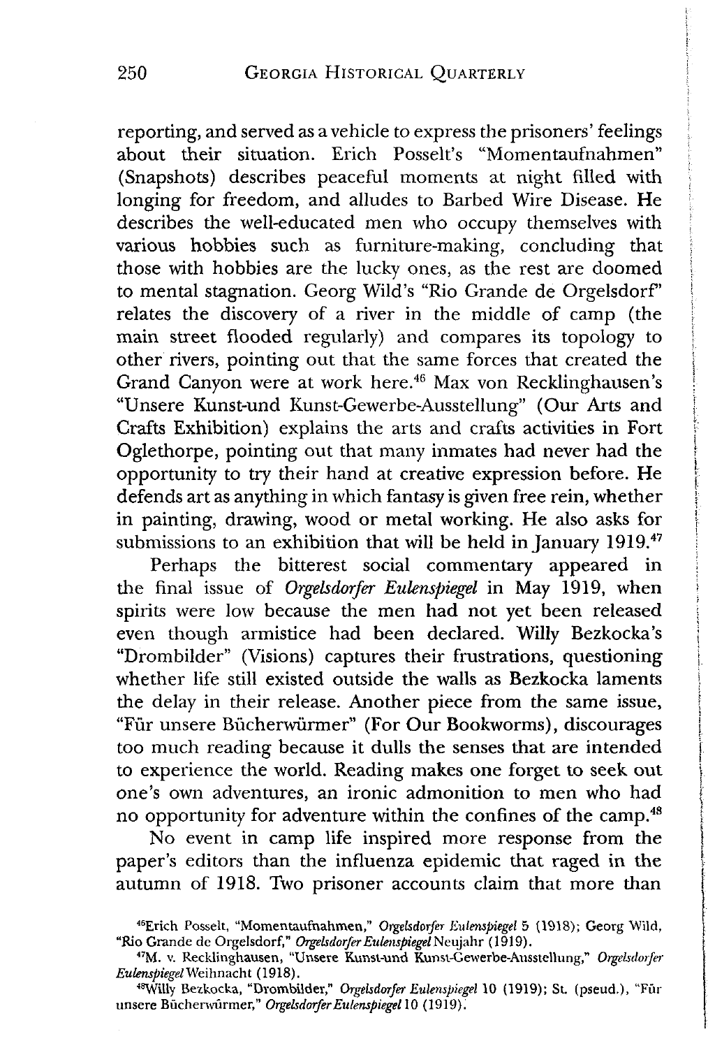reporting, and served as a vehicle to express the prisoners' feelings about their situation. Erich Posselt's "Momentaufnahmen" (Snapshots) describes peaceful moments at night filled with longing for freedom, and alludes to Barbed Wire Disease. He describes the well-educated men who occupy themselves with various hobbies such as furniture-making, concluding that those with hobbies are the lucky ones, as the rest are doomed to mental stagnation. Georg Wild's "Rio Grande de Orgelsdorf" relates the discovery of a river in the middle of camp (the main street flooded regularly) and compares its topology to other rivers, pointing out that the same forces that created the Grand Canyon were at work here.[46] Max von Recklinghausen's "Unsere Kunst-und Kunst-Gewerbe-Ausstellung" (Our Arts and Crafts Exhibition) explains the arts and crafts activities in Fort Oglethorpe, pointing out that many inmates had never had the opportunity to try their hand at creative expression before. He defends art as anything in which fantasy is given free rein, whether in painting, drawing, wood or metal working. He also asks for submissions to an exhibition that will be held in January 1919.[47]

Perhaps the bitterest social commentary appeared in the final issue of *Orgelsdorfer Eulenspiegel* in May 1919, when spirits were low because the men had not yet been released even though armistice had been declared. Willy Bezkocka's "Drombilder" (Visions) captures their frustrations, questioning whether life still existed outside the walls as Bezkocka laments the delay in their release. Another piece from the same issue, "Für unsere Bücherwürmer" (For Our Bookworms), discourages too much reading because it dulls the senses that are intended to experience the world. Reading makes one forget to seek out one's own adventures, an ironic admonition to men who had no opportunity for adventure within the confines of the camp.[48]

No event in camp life inspired more response from the paper's editors than the influenza epidemic that raged in the autumn of 1918. Two prisoner accounts claim that more than

[46]Erich Posselt, "Momentaufnahmen," *Orgelsdorfer Eulenspiegel* 5 (1918); Georg Wild, "Rio Grande de Orgelsdorf," *Orgelsdorfer Eulenspiegel* Neujahr (1919).

[47]M. v. Recklinghausen, "Unsere Kunst-und Kunst-Gewerbe-Ausstellung," *Orgelsdorfer Eulenspiegel* Weihnacht (1918).

[48]Willy Bezkocka, "Drombilder," *Orgelsdorfer Eulenspiegel* 10 (1919); St. (pseud.), "Für unsere Bücherwürmer," *Orgelsdorfer Eulenspiegel* 10 (1919).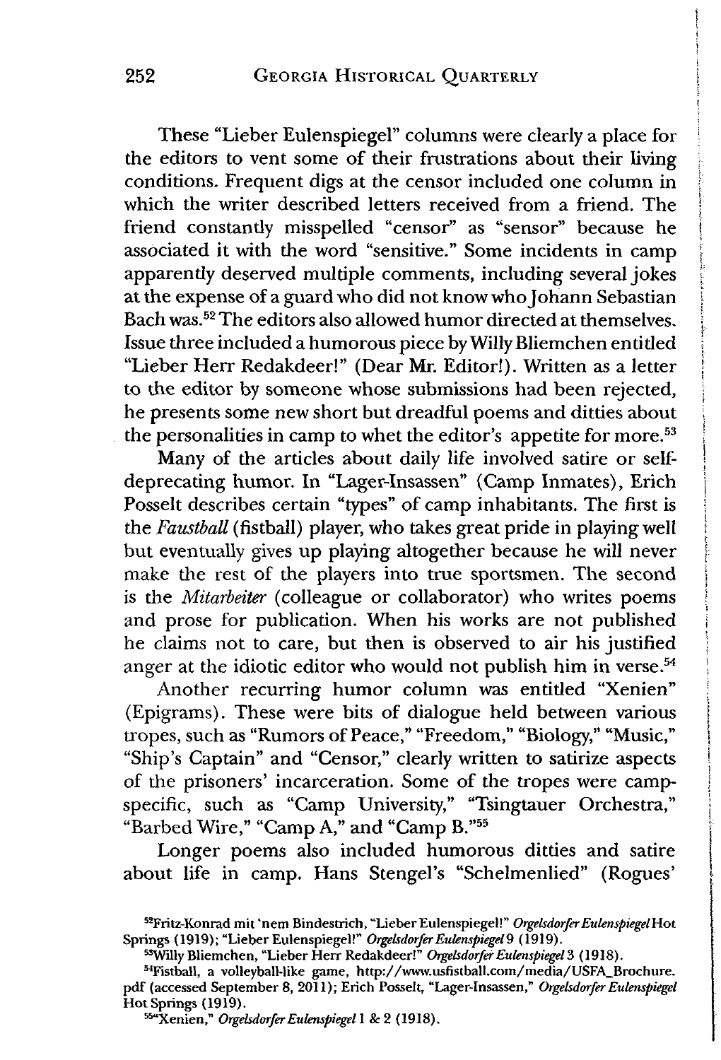These "Lieber Eulenspiegel" columns were clearly a place for the editors to vent some of their frustrations about their living conditions. Frequent digs at the censor included one column in which the writer described letters received from a friend. The friend constantly misspelled "censor" as "sensor" because he associated it with the word "sensitive." Some incidents in camp apparently deserved multiple comments, including several jokes at the expense of a guard who did not know who Johann Sebastian Bach was.[52] The editors also allowed humor directed at themselves. Issue three included a humorous piece by Willy Bliemchen entitled "Lieber Herr Redakdeer!" (Dear Mr. Editor!). Written as a letter to the editor by someone whose submissions had been rejected, he presents some new short but dreadful poems and ditties about the personalities in camp to whet the editor's appetite for more.[53]

Many of the articles about daily life involved satire or self-deprecating humor. In "Lager-Insassen" (Camp Inmates), Erich Posselt describes certain "types" of camp inhabitants. The first is the *Faustball* (fistball) player, who takes great pride in playing well but eventually gives up playing altogether because he will never make the rest of the players into true sportsmen. The second is the *Mitarbeiter* (colleague or collaborator) who writes poems and prose for publication. When his works are not published he claims not to care, but then is observed to air his justified anger at the idiotic editor who would not publish him in verse.[54]

Another recurring humor column was entitled "Xenien" (Epigrams). These were bits of dialogue held between various tropes, such as "Rumors of Peace," "Freedom," "Biology," "Music," "Ship's Captain" and "Censor," clearly written to satirize aspects of the prisoners' incarceration. Some of the tropes were camp-specific, such as "Camp University," "Tsingtauer Orchestra," "Barbed Wire," "Camp A," and "Camp B."[55]

Longer poems also included humorous ditties and satire about life in camp. Hans Stengel's "Schelmenlied" (Rogues'

---

[52] Fritz-Konrad mit 'nem Bindestrich, "Lieber Eulenspiegel!" *Orgelsdorfer Eulenspiegel* Hot Springs (1919); "Lieber Eulenspiegel!" *Orgelsdorfer Eulenspiegel* 9 (1919).

[53] Willy Bliemchen, "Lieber Herr Redakdeer!" *Orgelsdorfer Eulenspiegel* 3 (1918).

[54] Fistball, a volleyball-like game, http://www.usfistball.com/media/USFA_Brochure.pdf (accessed September 8, 2011); Erich Posselt, "Lager-Insassen," *Orgelsdorfer Eulenspiegel* Hot Springs (1919).

[55] "Xenien," *Orgelsdorfer Eulenspiegel* 1 & 2 (1918).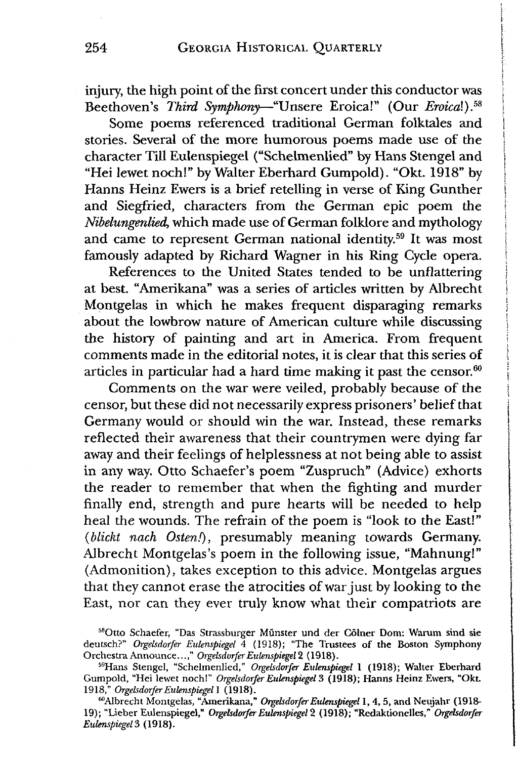injury, the high point of the first concert under this conductor was Beethoven's *Third Symphony*—"Unsere Eroica!" (Our *Eroica*!).[58]

Some poems referenced traditional German folktales and stories. Several of the more humorous poems made use of the character Till Eulenspiegel ("Schelmenlied" by Hans Stengel and "Hei lewet noch!" by Walter Eberhard Gumpold). "Okt. 1918" by Hanns Heinz Ewers is a brief retelling in verse of King Gunther and Siegfried, characters from the German epic poem the *Nibelungenlied*, which made use of German folklore and mythology and came to represent German national identity.[59] It was most famously adapted by Richard Wagner in his Ring Cycle opera.

References to the United States tended to be unflattering at best. "Amerikana" was a series of articles written by Albrecht Montgelas in which he makes frequent disparaging remarks about the lowbrow nature of American culture while discussing the history of painting and art in America. From frequent comments made in the editorial notes, it is clear that this series of articles in particular had a hard time making it past the censor.[60]

Comments on the war were veiled, probably because of the censor, but these did not necessarily express prisoners' belief that Germany would or should win the war. Instead, these remarks reflected their awareness that their countrymen were dying far away and their feelings of helplessness at not being able to assist in any way. Otto Schaefer's poem "Zuspruch" (Advice) exhorts the reader to remember that when the fighting and murder finally end, strength and pure hearts will be needed to help heal the wounds. The refrain of the poem is "look to the East!" (*blickt nach Osten!*), presumably meaning towards Germany. Albrecht Montgelas's poem in the following issue, "Mahnung!" (Admonition), takes exception to this advice. Montgelas argues that they cannot erase the atrocities of war just by looking to the East, nor can they ever truly know what their compatriots are

[58] Otto Schaefer, "Das Strassburger Münster und der Cölner Dom: Warum sind sie deutsch?" *Orgelsdorfer Eulenspiegel* 4 (1918); "The Trustees of the Boston Symphony Orchestra Announce...," *Orgelsdorfer Eulenspiegel* 2 (1918).

[59] Hans Stengel, "Schelmenlied," *Orgelsdorfer Eulenspiegel* 1 (1918); Walter Eberhard Gumpold, "Hei lewet noch!" *Orgelsdorfer Eulenspiegel* 3 (1918); Hanns Heinz Ewers, "Okt. 1918," *Orgelsdorfer Eulenspiegel* 1 (1918).

[60] Albrecht Montgelas, "Amerikana," *Orgelsdorfer Eulenspiegel* 1, 4, 5, and Neujahr (1918-19); "Lieber Eulenspiegel," *Orgelsdorfer Eulenspiegel* 2 (1918); "Redaktionelles," *Orgelsdorfer Eulenspiegel* 3 (1918).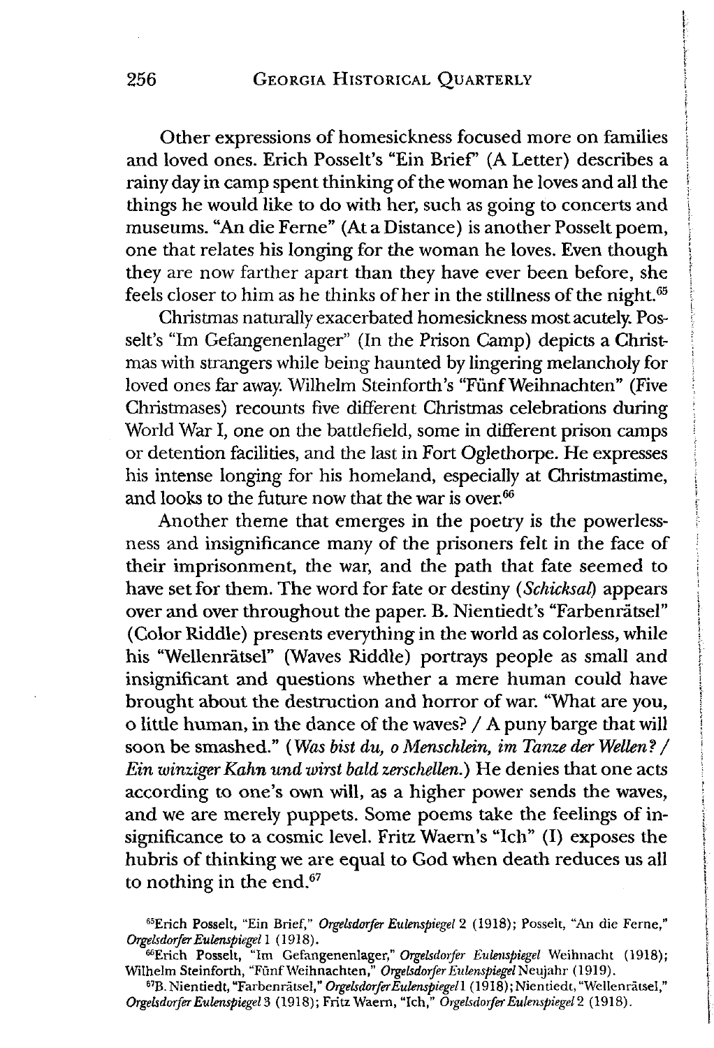Other expressions of homesickness focused more on families and loved ones. Erich Posselt's "Ein Brief" (A Letter) describes a rainy day in camp spent thinking of the woman he loves and all the things he would like to do with her, such as going to concerts and museums. "An die Ferne" (At a Distance) is another Posselt poem, one that relates his longing for the woman he loves. Even though they are now farther apart than they have ever been before, she feels closer to him as he thinks of her in the stillness of the night.[65]

Christmas naturally exacerbated homesickness most acutely. Posselt's "Im Gefangenenlager" (In the Prison Camp) depicts a Christmas with strangers while being haunted by lingering melancholy for loved ones far away. Wilhelm Steinforth's "Fünf Weihnachten" (Five Christmases) recounts five different Christmas celebrations during World War I, one on the battlefield, some in different prison camps or detention facilities, and the last in Fort Oglethorpe. He expresses his intense longing for his homeland, especially at Christmastime, and looks to the future now that the war is over.[66]

Another theme that emerges in the poetry is the powerlessness and insignificance many of the prisoners felt in the face of their imprisonment, the war, and the path that fate seemed to have set for them. The word for fate or destiny (*Schicksal*) appears over and over throughout the paper. B. Nientiedt's "Farbenrätsel" (Color Riddle) presents everything in the world as colorless, while his "Wellenrätsel" (Waves Riddle) portrays people as small and insignificant and questions whether a mere human could have brought about the destruction and horror of war. "What are you, o little human, in the dance of the waves? / A puny barge that will soon be smashed." (*Was bist du, o Menschlein, im Tanze der Wellen? / Ein winziger Kahn und wirst bald zerschellen.*) He denies that one acts according to one's own will, as a higher power sends the waves, and we are merely puppets. Some poems take the feelings of insignificance to a cosmic level. Fritz Waern's "Ich" (I) exposes the hubris of thinking we are equal to God when death reduces us all to nothing in the end.[67]

[65]Erich Posselt, "Ein Brief," *Orgelsdorfer Eulenspiegel* 2 (1918); Posselt, "An die Ferne," *Orgelsdorfer Eulenspiegel* 1 (1918).

[66]Erich Posselt, "Im Gefangenenlager," *Orgelsdorfer Eulenspiegel* Weihnacht (1918); Wilhelm Steinforth, "Fünf Weihnachten," *Orgelsdorfer Eulenspiegel* Neujahr (1919).

[67]B. Nientiedt, "Farbenrätsel," *Orgelsdorfer Eulenspiegel* 1 (1918); Nientiedt, "Wellenrätsel," *Orgelsdorfer Eulenspiegel* 3 (1918); Fritz Waern, "Ich," *Orgelsdorfer Eulenspiegel* 2 (1918).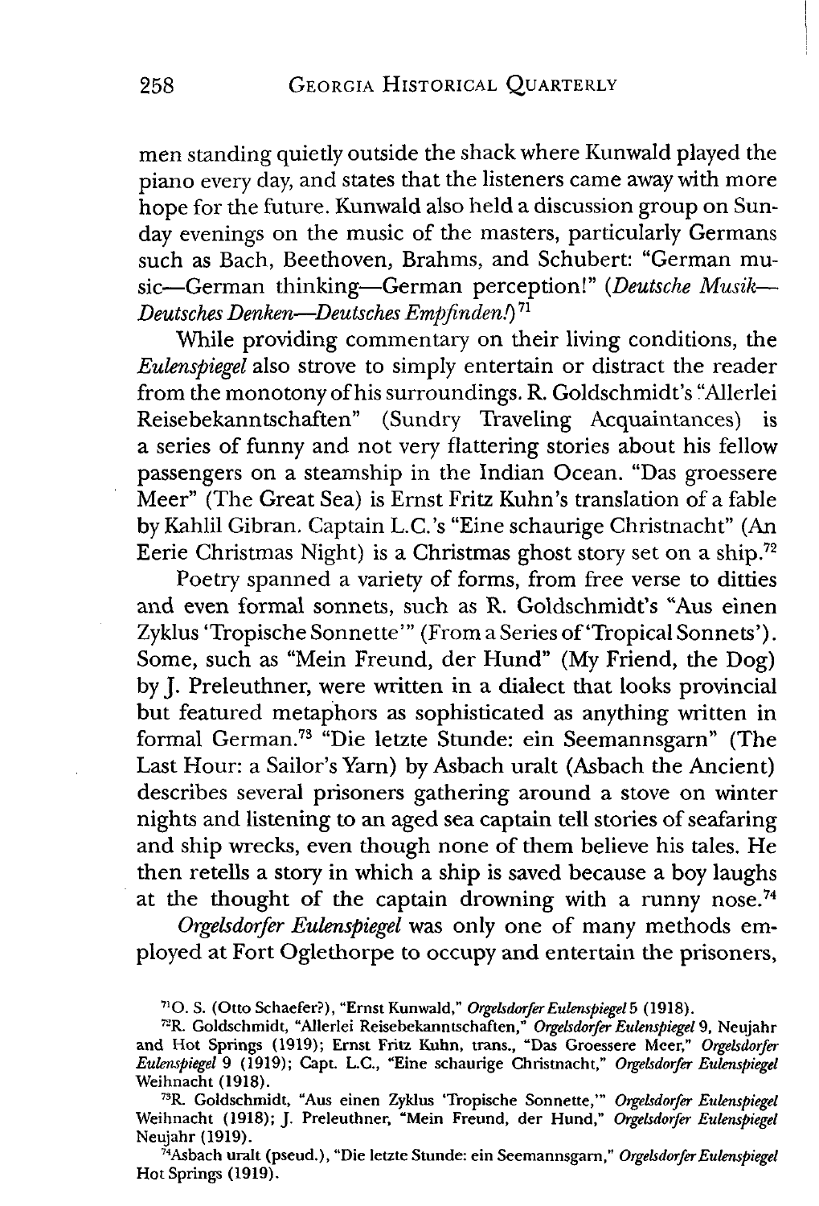men standing quietly outside the shack where Kunwald played the piano every day, and states that the listeners came away with more hope for the future. Kunwald also held a discussion group on Sunday evenings on the music of the masters, particularly Germans such as Bach, Beethoven, Brahms, and Schubert: "German music—German thinking—German perception!" (*Deutsche Musik—Deutsches Denken—Deutsches Empfinden!*)[71]

While providing commentary on their living conditions, the *Eulenspiegel* also strove to simply entertain or distract the reader from the monotony of his surroundings. R. Goldschmidt's "Allerlei Reisebekanntschaften" (Sundry Traveling Acquaintances) is a series of funny and not very flattering stories about his fellow passengers on a steamship in the Indian Ocean. "Das groessere Meer" (The Great Sea) is Ernst Fritz Kuhn's translation of a fable by Kahlil Gibran. Captain L.C.'s "Eine schaurige Christnacht" (An Eerie Christmas Night) is a Christmas ghost story set on a ship.[72]

Poetry spanned a variety of forms, from free verse to ditties and even formal sonnets, such as R. Goldschmidt's "Aus einen Zyklus 'Tropische Sonnette'" (From a Series of 'Tropical Sonnets'). Some, such as "Mein Freund, der Hund" (My Friend, the Dog) by J. Preleuthner, were written in a dialect that looks provincial but featured metaphors as sophisticated as anything written in formal German.[73] "Die letzte Stunde: ein Seemannsgarn" (The Last Hour: a Sailor's Yarn) by Asbach uralt (Asbach the Ancient) describes several prisoners gathering around a stove on winter nights and listening to an aged sea captain tell stories of seafaring and ship wrecks, even though none of them believe his tales. He then retells a story in which a ship is saved because a boy laughs at the thought of the captain drowning with a runny nose.[74]

*Orgelsdorfer Eulenspiegel* was only one of many methods employed at Fort Oglethorpe to occupy and entertain the prisoners,

---

[71] O. S. (Otto Schaefer?), "Ernst Kunwald," *Orgelsdorfer Eulenspiegel* 5 (1918).

[72] R. Goldschmidt, "Allerlei Reisebekanntschaften," *Orgelsdorfer Eulenspiegel* 9, Neujahr and Hot Springs (1919); Ernst Fritz Kuhn, trans., "Das Groessere Meer," *Orgelsdorfer Eulenspiegel* 9 (1919); Capt. L.C., "Eine schaurige Christnacht," *Orgelsdorfer Eulenspiegel* Weihnacht (1918).

[73] R. Goldschmidt, "Aus einen Zyklus 'Tropische Sonnette,'" *Orgelsdorfer Eulenspiegel* Weihnacht (1918); J. Preleuthner, "Mein Freund, der Hund," *Orgelsdorfer Eulenspiegel* Neujahr (1919).

[74] Asbach uralt (pseud.), "Die letzte Stunde: ein Seemannsgarn," *Orgelsdorfer Eulenspiegel* Hot Springs (1919).